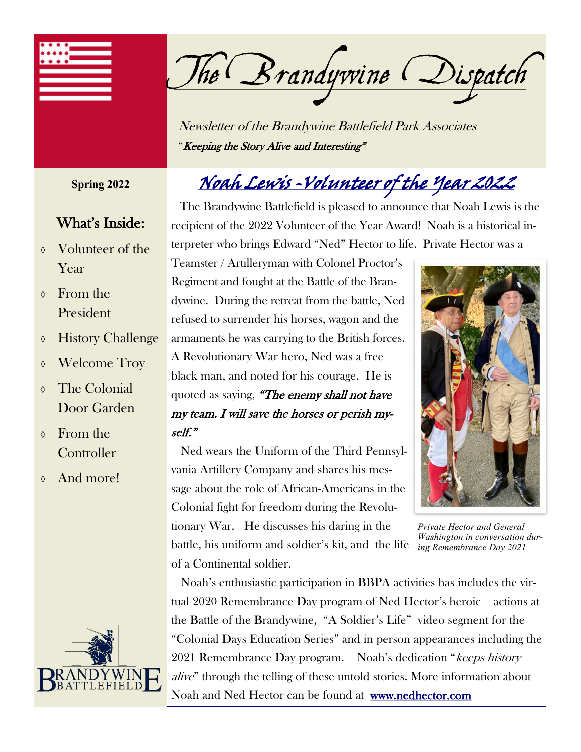# The Brandywine Dispatch

Newsletter of the Brandywine Battlefield Park Associates

"*Keeping the Story Alive and Interesting*"

**Spring 2022**

## What's Inside:

- Volunteer of the Year
- From the President
- History Challenge
- Welcome Troy
- The Colonial Door Garden
- From the Controller
- And more!

BRANDYWINE BATTLEFIELD

## Noah Lewis -Volunteer of the Year 2022

The Brandywine Battlefield is pleased to announce that Noah Lewis is the recipient of the 2022 Volunteer of the Year Award! Noah is a historical interpreter who brings Edward "Ned" Hector to life. Private Hector was a Teamster / Artilleryman with Colonel Proctor's Regiment and fought at the Battle of the Brandywine. During the retreat from the battle, Ned refused to surrender his horses, wagon and the armaments he was carrying to the British forces. A Revolutionary War hero, Ned was a free black man, and noted for his courage. He is quoted as saying, ***"The enemy shall not have my team. I will save the horses or perish myself."***

Ned wears the Uniform of the Third Pennsylvania Artillery Company and shares his message about the role of African-Americans in the Colonial fight for freedom during the Revolutionary War. He discusses his daring in the battle, his uniform and soldier's kit, and the life of a Continental soldier.

*Private Hector and General Washington in conversation during Remembrance Day 2021*

Noah's enthusiastic participation in BBPA activities has includes the virtual 2020 Remembrance Day program of Ned Hector's heroic actions at the Battle of the Brandywine, "A Soldier's Life" video segment for the "Colonial Days Education Series" and in person appearances including the 2021 Remembrance Day program. Noah's dedication "*keeps history alive*" through the telling of these untold stories. More information about Noah and Ned Hector can be found at www.nedhector.com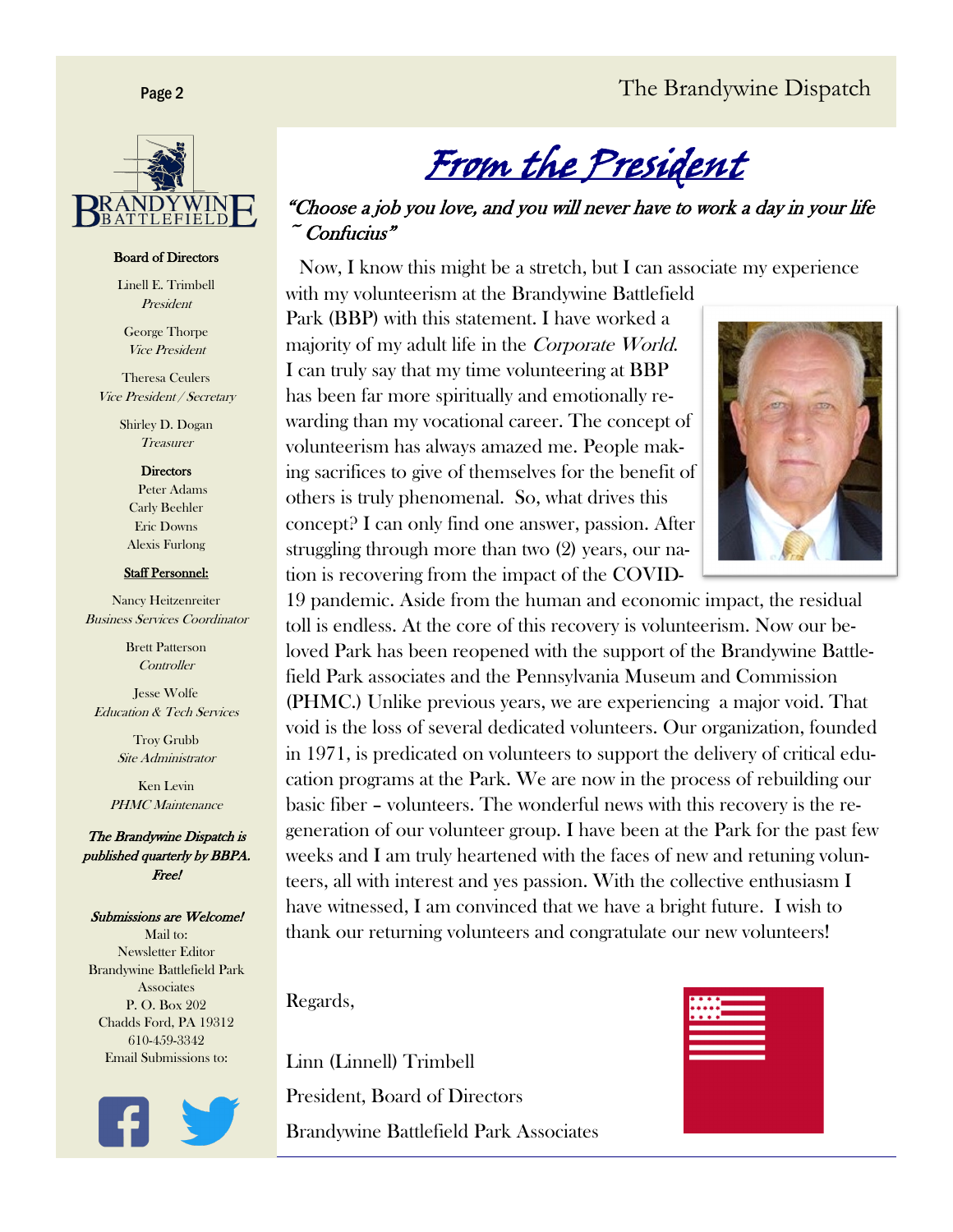## Board of Directors

Linell E. Trimbell
*President*

George Thorpe
*Vice President*

Theresa Ceulers
*Vice President / Secretary*

Shirley D. Dogan
*Treasurer*

**Directors**

Peter Adams
Carly Beehler
Eric Downs
Alexis Furlong

## Staff Personnel:

Nancy Heitzenreiter
*Business Services Coordinator*

Brett Patterson
*Controller*

Jesse Wolfe
*Education & Tech Services*

Troy Grubb
*Site Administrator*

Ken Levin
*PHMC Maintenance*

***The Brandywine Dispatch is published quarterly by BBPA. Free!***

***Submissions are Welcome!***

Mail to:
Newsletter Editor
Brandywine Battlefield Park Associates
P. O. Box 202
Chadds Ford, PA 19312
610-459-3342
Email Submissions to:

# *From the President*

*"Choose a job you love, and you will never have to work a day in your life ~ Confucius"*

Now, I know this might be a stretch, but I can associate my experience with my volunteerism at the Brandywine Battlefield Park (BBP) with this statement. I have worked a majority of my adult life in the *Corporate World*. I can truly say that my time volunteering at BBP has been far more spiritually and emotionally rewarding than my vocational career. The concept of volunteerism has always amazed me. People making sacrifices to give of themselves for the benefit of others is truly phenomenal. So, what drives this concept? I can only find one answer, passion. After struggling through more than two (2) years, our nation is recovering from the impact of the COVID-19 pandemic. Aside from the human and economic impact, the residual toll is endless. At the core of this recovery is volunteerism. Now our beloved Park has been reopened with the support of the Brandywine Battlefield Park associates and the Pennsylvania Museum and Commission (PHMC.) Unlike previous years, we are experiencing a major void. That void is the loss of several dedicated volunteers. Our organization, founded in 1971, is predicated on volunteers to support the delivery of critical education programs at the Park. We are now in the process of rebuilding our basic fiber – volunteers. The wonderful news with this recovery is the regeneration of our volunteer group. I have been at the Park for the past few weeks and I am truly heartened with the faces of new and retuning volunteers, all with interest and yes passion. With the collective enthusiasm I have witnessed, I am convinced that we have a bright future. I wish to thank our returning volunteers and congratulate our new volunteers!

Regards,

Linn (Linnell) Trimbell
President, Board of Directors
Brandywine Battlefield Park Associates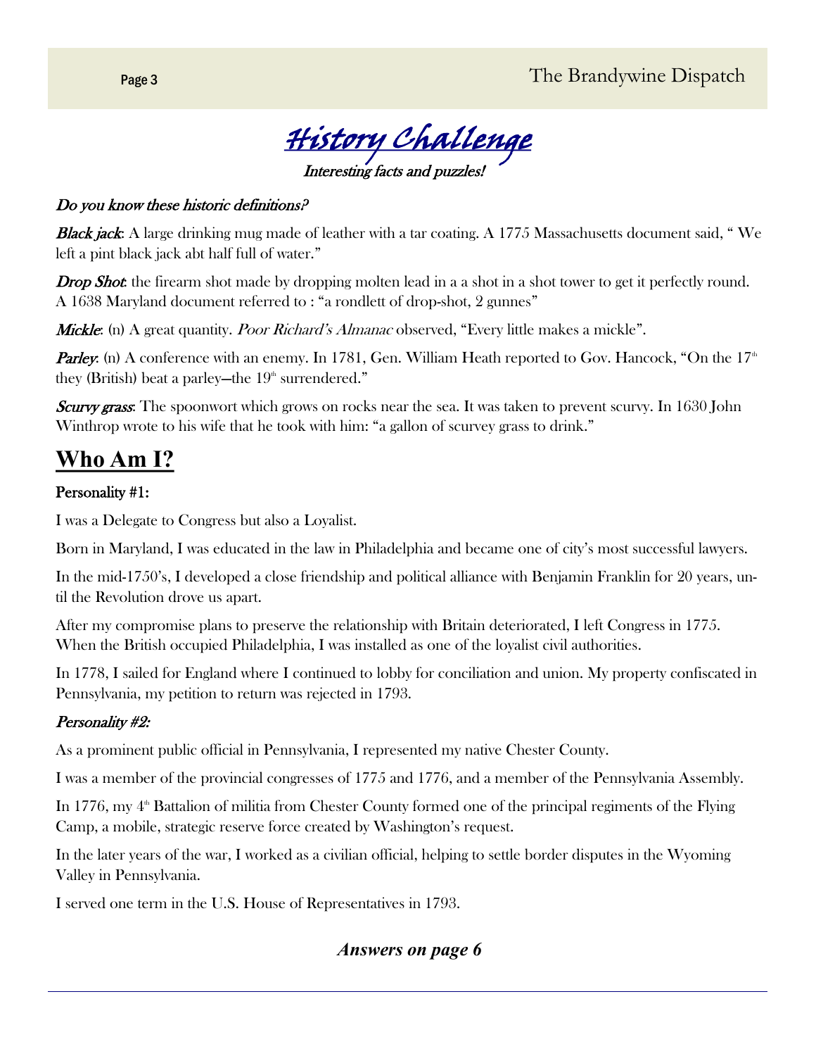# History Challenge

*Interesting facts and puzzles!*

***Do you know these historic definitions?***

***Black jack***: A large drinking mug made of leather with a tar coating. A 1775 Massachusetts document said, " We left a pint black jack abt half full of water."

***Drop Shot***: the firearm shot made by dropping molten lead in a a shot in a shot tower to get it perfectly round. A 1638 Maryland document referred to : "a rondlett of drop-shot, 2 gunnes"

***Mickle***: (n) A great quantity. *Poor Richard's Almanac* observed, "Every little makes a mickle".

***Parley***: (n) A conference with an enemy. In 1781, Gen. William Heath reported to Gov. Hancock, "On the 17th they (British) beat a parley—the 19th surrendered."

***Scurvy grass***: The spoonwort which grows on rocks near the sea. It was taken to prevent scurvy. In 1630 John Winthrop wrote to his wife that he took with him: "a gallon of scurvey grass to drink."

## Who Am I?

**Personality #1:**

I was a Delegate to Congress but also a Loyalist.

Born in Maryland, I was educated in the law in Philadelphia and became one of city's most successful lawyers.

In the mid-1750's, I developed a close friendship and political alliance with Benjamin Franklin for 20 years, until the Revolution drove us apart.

After my compromise plans to preserve the relationship with Britain deteriorated, I left Congress in 1775. When the British occupied Philadelphia, I was installed as one of the loyalist civil authorities.

In 1778, I sailed for England where I continued to lobby for conciliation and union. My property confiscated in Pennsylvania, my petition to return was rejected in 1793.

***Personality #2:***

As a prominent public official in Pennsylvania, I represented my native Chester County.

I was a member of the provincial congresses of 1775 and 1776, and a member of the Pennsylvania Assembly.

In 1776, my 4th Battalion of militia from Chester County formed one of the principal regiments of the Flying Camp, a mobile, strategic reserve force created by Washington's request.

In the later years of the war, I worked as a civilian official, helping to settle border disputes in the Wyoming Valley in Pennsylvania.

I served one term in the U.S. House of Representatives in 1793.

***Answers on page 6***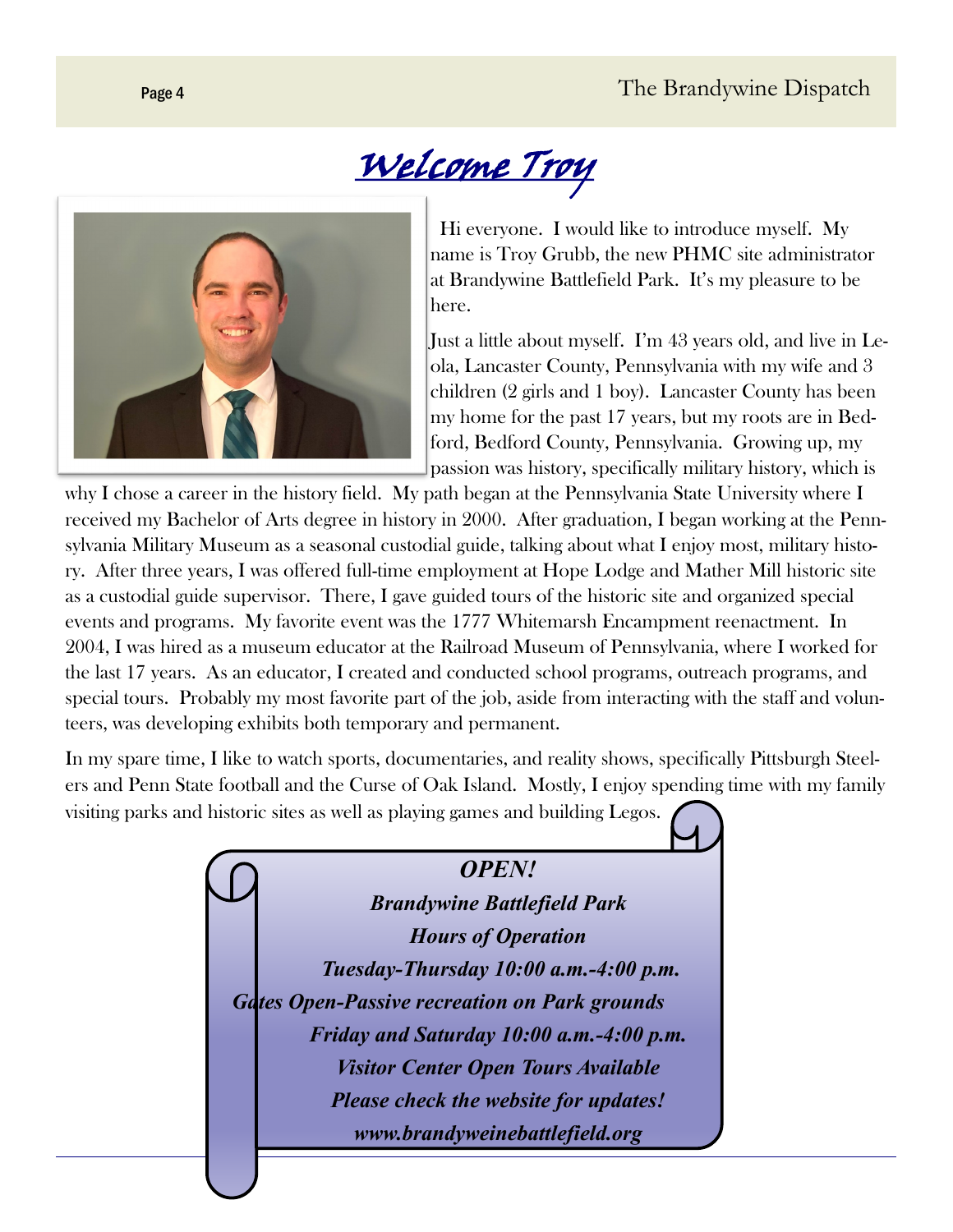# Welcome Troy

Hi everyone. I would like to introduce myself. My name is Troy Grubb, the new PHMC site administrator at Brandywine Battlefield Park. It's my pleasure to be here.

Just a little about myself. I'm 43 years old, and live in Leola, Lancaster County, Pennsylvania with my wife and 3 children (2 girls and 1 boy). Lancaster County has been my home for the past 17 years, but my roots are in Bedford, Bedford County, Pennsylvania. Growing up, my passion was history, specifically military history, which is why I chose a career in the history field. My path began at the Pennsylvania State University where I received my Bachelor of Arts degree in history in 2000. After graduation, I began working at the Pennsylvania Military Museum as a seasonal custodial guide, talking about what I enjoy most, military history. After three years, I was offered full-time employment at Hope Lodge and Mather Mill historic site as a custodial guide supervisor. There, I gave guided tours of the historic site and organized special events and programs. My favorite event was the 1777 Whitemarsh Encampment reenactment. In 2004, I was hired as a museum educator at the Railroad Museum of Pennsylvania, where I worked for the last 17 years. As an educator, I created and conducted school programs, outreach programs, and special tours. Probably my most favorite part of the job, aside from interacting with the staff and volunteers, was developing exhibits both temporary and permanent.

In my spare time, I like to watch sports, documentaries, and reality shows, specifically Pittsburgh Steelers and Penn State football and the Curse of Oak Island. Mostly, I enjoy spending time with my family visiting parks and historic sites as well as playing games and building Legos.

***OPEN!***

***Brandywine Battlefield Park***

***Hours of Operation***

***Tuesday-Thursday 10:00 a.m.-4:00 p.m.***

***Gates Open-Passive recreation on Park grounds***

***Friday and Saturday 10:00 a.m.-4:00 p.m.***

***Visitor Center Open Tours Available***

***Please check the website for updates!***

***www.brandyweinebattlefield.org***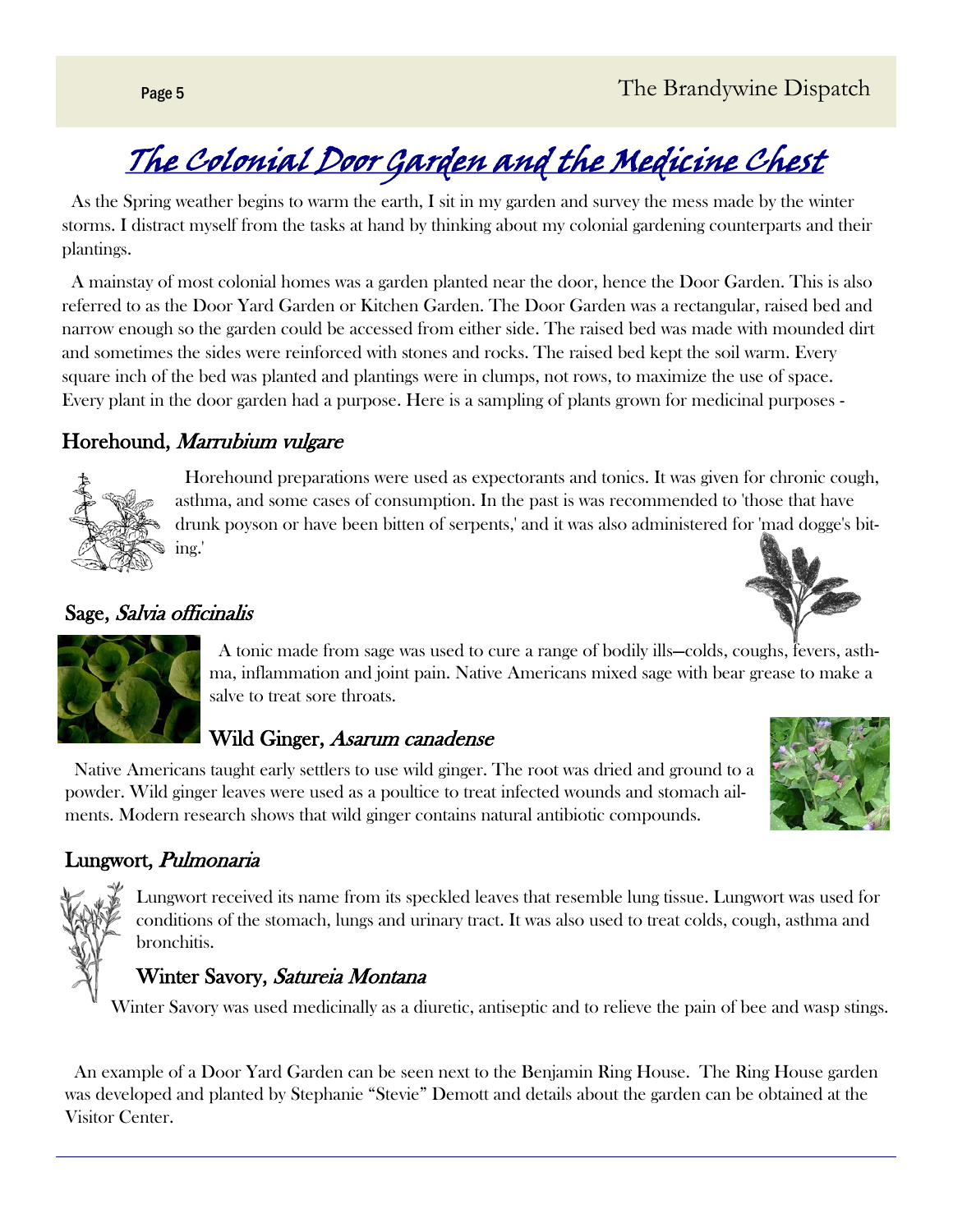# The Colonial Door Garden and the Medicine Chest

As the Spring weather begins to warm the earth, I sit in my garden and survey the mess made by the winter storms. I distract myself from the tasks at hand by thinking about my colonial gardening counterparts and their plantings.

A mainstay of most colonial homes was a garden planted near the door, hence the Door Garden. This is also referred to as the Door Yard Garden or Kitchen Garden. The Door Garden was a rectangular, raised bed and narrow enough so the garden could be accessed from either side. The raised bed was made with mounded dirt and sometimes the sides were reinforced with stones and rocks. The raised bed kept the soil warm. Every square inch of the bed was planted and plantings were in clumps, not rows, to maximize the use of space. Every plant in the door garden had a purpose. Here is a sampling of plants grown for medicinal purposes -

## Horehound, *Marrubium vulgare*

Horehound preparations were used as expectorants and tonics. It was given for chronic cough, asthma, and some cases of consumption. In the past is was recommended to 'those that have drunk poyson or have been bitten of serpents,' and it was also administered for 'mad dogge's biting.'

## Sage, *Salvia officinalis*

A tonic made from sage was used to cure a range of bodily ills—colds, coughs, fevers, asthma, inflammation and joint pain. Native Americans mixed sage with bear grease to make a salve to treat sore throats.

## Wild Ginger, *Asarum canadense*

Native Americans taught early settlers to use wild ginger. The root was dried and ground to a powder. Wild ginger leaves were used as a poultice to treat infected wounds and stomach ailments. Modern research shows that wild ginger contains natural antibiotic compounds.

## Lungwort, *Pulmonaria*

Lungwort received its name from its speckled leaves that resemble lung tissue. Lungwort was used for conditions of the stomach, lungs and urinary tract. It was also used to treat colds, cough, asthma and bronchitis.

## Winter Savory, *Satureia Montana*

Winter Savory was used medicinally as a diuretic, antiseptic and to relieve the pain of bee and wasp stings.

An example of a Door Yard Garden can be seen next to the Benjamin Ring House. The Ring House garden was developed and planted by Stephanie "Stevie" Demott and details about the garden can be obtained at the Visitor Center.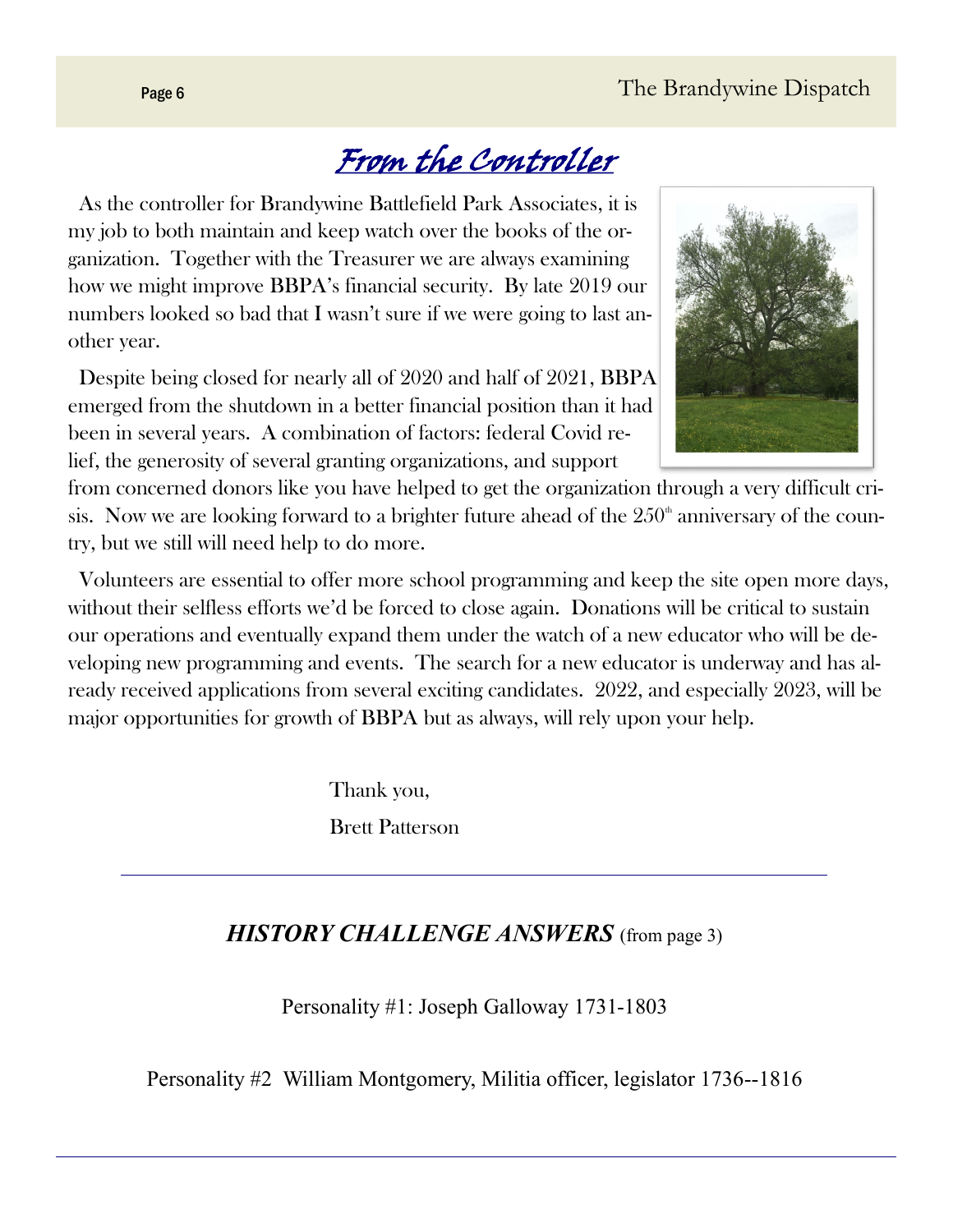# From the Controller

As the controller for Brandywine Battlefield Park Associates, it is my job to both maintain and keep watch over the books of the organization. Together with the Treasurer we are always examining how we might improve BBPA's financial security. By late 2019 our numbers looked so bad that I wasn't sure if we were going to last another year.

Despite being closed for nearly all of 2020 and half of 2021, BBPA emerged from the shutdown in a better financial position than it had been in several years. A combination of factors: federal Covid relief, the generosity of several granting organizations, and support from concerned donors like you have helped to get the organization through a very difficult crisis. Now we are looking forward to a brighter future ahead of the 250th anniversary of the country, but we still will need help to do more.

Volunteers are essential to offer more school programming and keep the site open more days, without their selfless efforts we'd be forced to close again. Donations will be critical to sustain our operations and eventually expand them under the watch of a new educator who will be developing new programming and events. The search for a new educator is underway and has already received applications from several exciting candidates. 2022, and especially 2023, will be major opportunities for growth of BBPA but as always, will rely upon your help.

Thank you,

Brett Patterson

---

## *HISTORY CHALLENGE ANSWERS* (from page 3)

Personality #1: Joseph Galloway 1731-1803

Personality #2 William Montgomery, Militia officer, legislator 1736--1816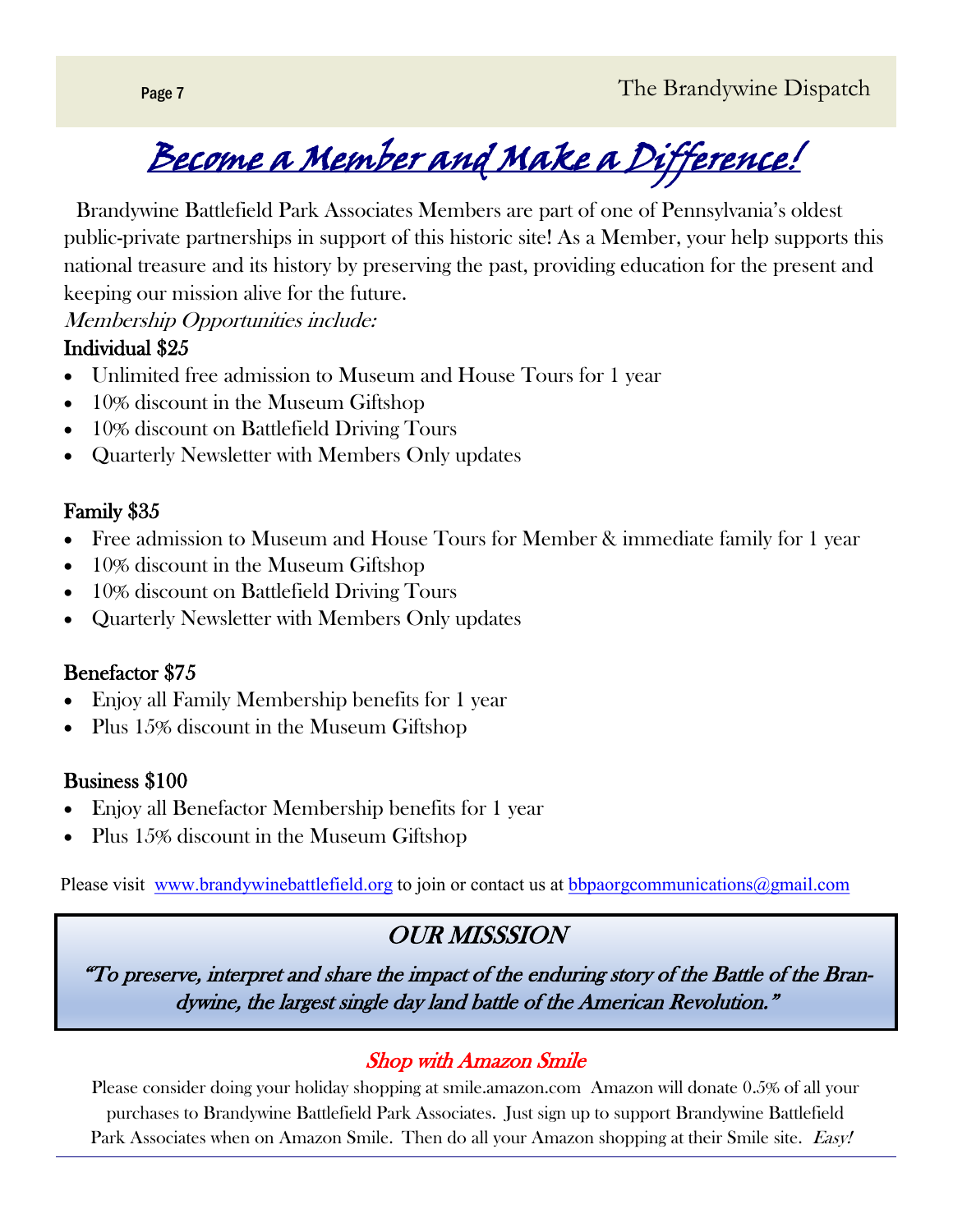# Become a Member and Make a Difference!

Brandywine Battlefield Park Associates Members are part of one of Pennsylvania's oldest public-private partnerships in support of this historic site! As a Member, your help supports this national treasure and its history by preserving the past, providing education for the present and keeping our mission alive for the future.

*Membership Opportunities include:*

### Individual $25

- Unlimited free admission to Museum and House Tours for 1 year
- 10% discount in the Museum Giftshop
- 10% discount on Battlefield Driving Tours
- Quarterly Newsletter with Members Only updates

### Family $35

- Free admission to Museum and House Tours for Member & immediate family for 1 year
- 10% discount in the Museum Giftshop
- 10% discount on Battlefield Driving Tours
- Quarterly Newsletter with Members Only updates

### Benefactor $75

- Enjoy all Family Membership benefits for 1 year
- Plus 15% discount in the Museum Giftshop

### Business $100

- Enjoy all Benefactor Membership benefits for 1 year
- Plus 15% discount in the Museum Giftshop

Please visit www.brandywinebattlefield.org to join or contact us at bbpaorgcommunications@gmail.com

## *OUR MISSSION*

*"To preserve, interpret and share the impact of the enduring story of the Battle of the Brandywine, the largest single day land battle of the American Revolution."*

## *Shop with Amazon Smile*

Please consider doing your holiday shopping at smile.amazon.com Amazon will donate 0.5% of all your purchases to Brandywine Battlefield Park Associates. Just sign up to support Brandywine Battlefield Park Associates when on Amazon Smile. Then do all your Amazon shopping at their Smile site. *Easy!*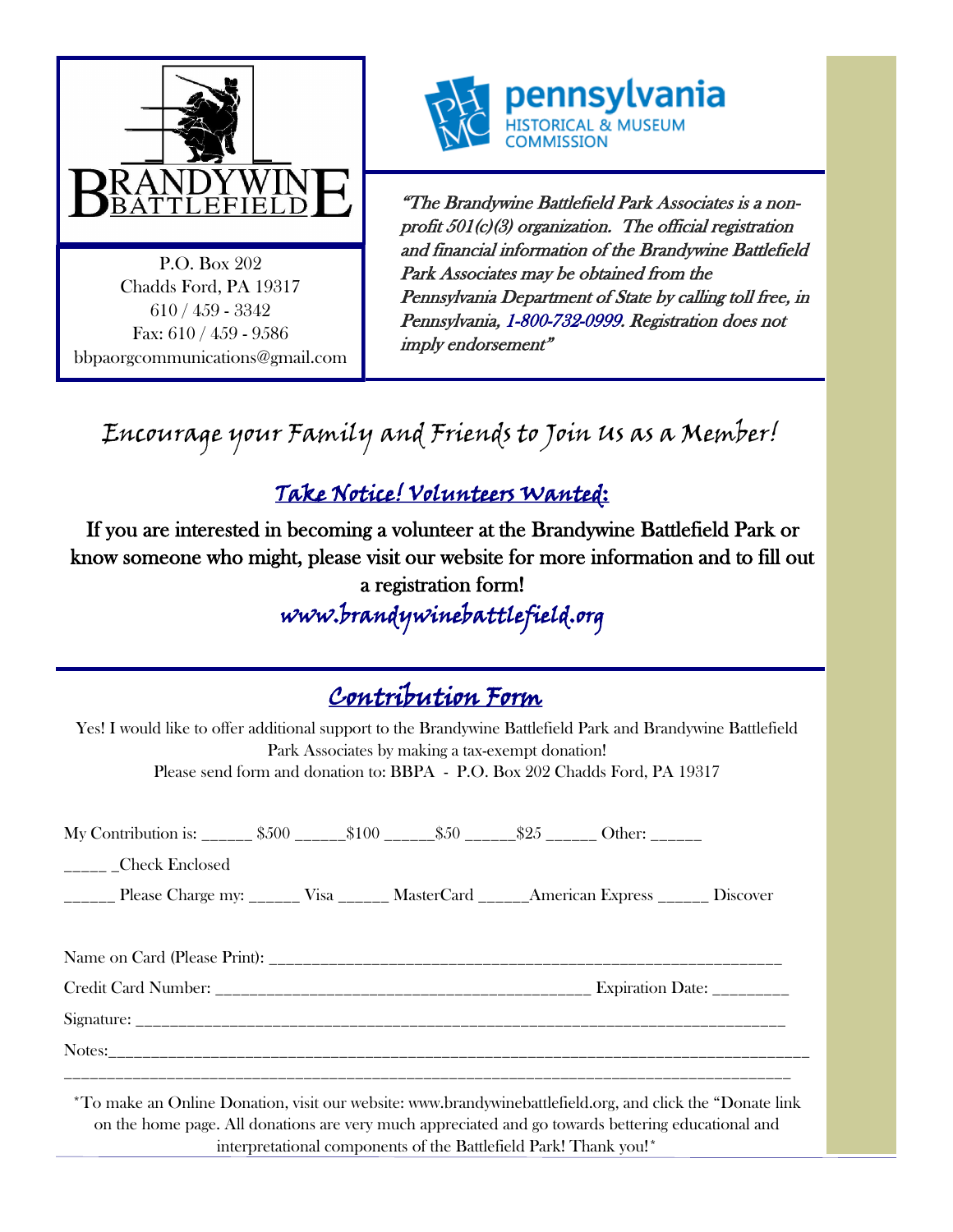BRANDYWINE BATTLEFIELD

P.O. Box 202
Chadds Ford, PA 19317
610 / 459 - 3342
Fax: 610 / 459 - 9586
bbpaorgcommunications@gmail.com

pennsylvania HISTORICAL & MUSEUM COMMISSION

*"The Brandywine Battlefield Park Associates is a non-profit 501(c)(3) organization. The official registration and financial information of the Brandywine Battlefield Park Associates may be obtained from the Pennsylvania Department of State by calling toll free, in Pennsylvania, 1-800-732-0999. Registration does not imply endorsement"*

## Encourage your Family and Friends to Join Us as a Member!

### *Take Notice! Volunteers Wanted:*

**If you are interested in becoming a volunteer at the Brandywine Battlefield Park or know someone who might, please visit our website for more information and to fill out a registration form!**

*www.brandywinebattlefield.org*

## *Contribution Form*

Yes! I would like to offer additional support to the Brandywine Battlefield Park and Brandywine Battlefield Park Associates by making a tax-exempt donation!
Please send form and donation to: BBPA - P.O. Box 202 Chadds Ford, PA 19317

My Contribution is: ______ $500 ______$100 ______$50 ______$25 ______ Other: ______

_____ _Check Enclosed

______ Please Charge my: ______ Visa ______ MasterCard ______American Express ______ Discover

Name on Card (Please Print): ______________________________________________________________

Credit Card Number: ____________________________________________ Expiration Date: _________

Signature: ________________________________________________________________________________

Notes:_____________________________________________________________________________________

___________________________________________________________________________________________

*To make an Online Donation, visit our website: www.brandywinebattlefield.org, and click the "Donate link on the home page. All donations are very much appreciated and go towards bettering educational and interpretational components of the Battlefield Park! Thank you!*